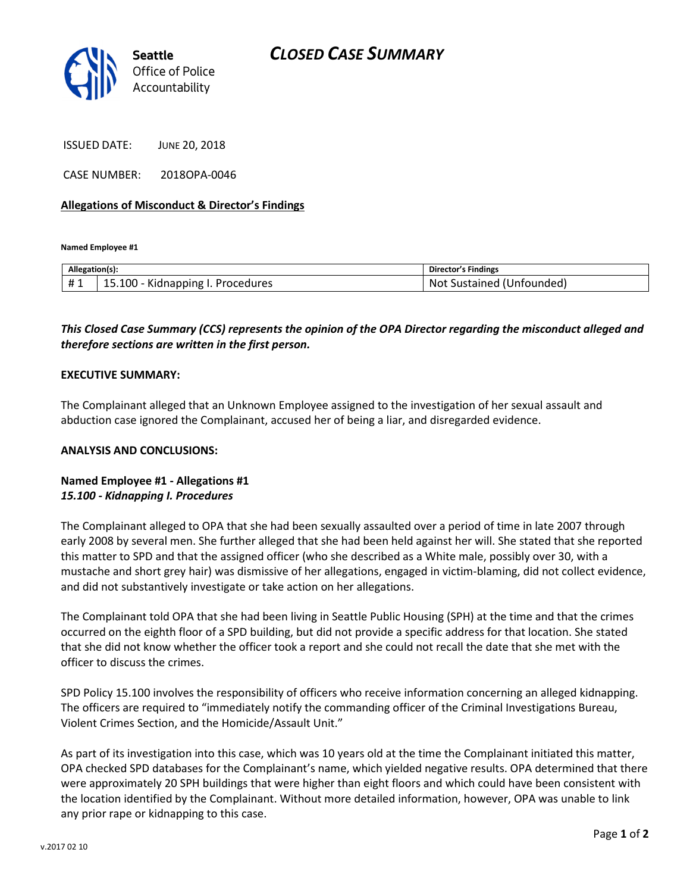# CLOSED CASE SUMMARY

Seattle Office of Police Accountability

ISSUED DATE: JUNE 20, 2018

CASE NUMBER: 2018OPA-0046

**Allegations of Misconduct & Director's Findings**

**Named Employee #1**

| Allegation(s): | | Director's Findings |
|---|---|---|
| # 1 | 15.100 - Kidnapping I. Procedures | Not Sustained (Unfounded) |

***This Closed Case Summary (CCS) represents the opinion of the OPA Director regarding the misconduct alleged and therefore sections are written in the first person.***

**EXECUTIVE SUMMARY:**

The Complainant alleged that an Unknown Employee assigned to the investigation of her sexual assault and abduction case ignored the Complainant, accused her of being a liar, and disregarded evidence.

**ANALYSIS AND CONCLUSIONS:**

**Named Employee #1 - Allegations #1**
***15.100 - Kidnapping I. Procedures***

The Complainant alleged to OPA that she had been sexually assaulted over a period of time in late 2007 through early 2008 by several men. She further alleged that she had been held against her will. She stated that she reported this matter to SPD and that the assigned officer (who she described as a White male, possibly over 30, with a mustache and short grey hair) was dismissive of her allegations, engaged in victim-blaming, did not collect evidence, and did not substantively investigate or take action on her allegations.

The Complainant told OPA that she had been living in Seattle Public Housing (SPH) at the time and that the crimes occurred on the eighth floor of a SPD building, but did not provide a specific address for that location. She stated that she did not know whether the officer took a report and she could not recall the date that she met with the officer to discuss the crimes.

SPD Policy 15.100 involves the responsibility of officers who receive information concerning an alleged kidnapping. The officers are required to "immediately notify the commanding officer of the Criminal Investigations Bureau, Violent Crimes Section, and the Homicide/Assault Unit."

As part of its investigation into this case, which was 10 years old at the time the Complainant initiated this matter, OPA checked SPD databases for the Complainant's name, which yielded negative results. OPA determined that there were approximately 20 SPH buildings that were higher than eight floors and which could have been consistent with the location identified by the Complainant. Without more detailed information, however, OPA was unable to link any prior rape or kidnapping to this case.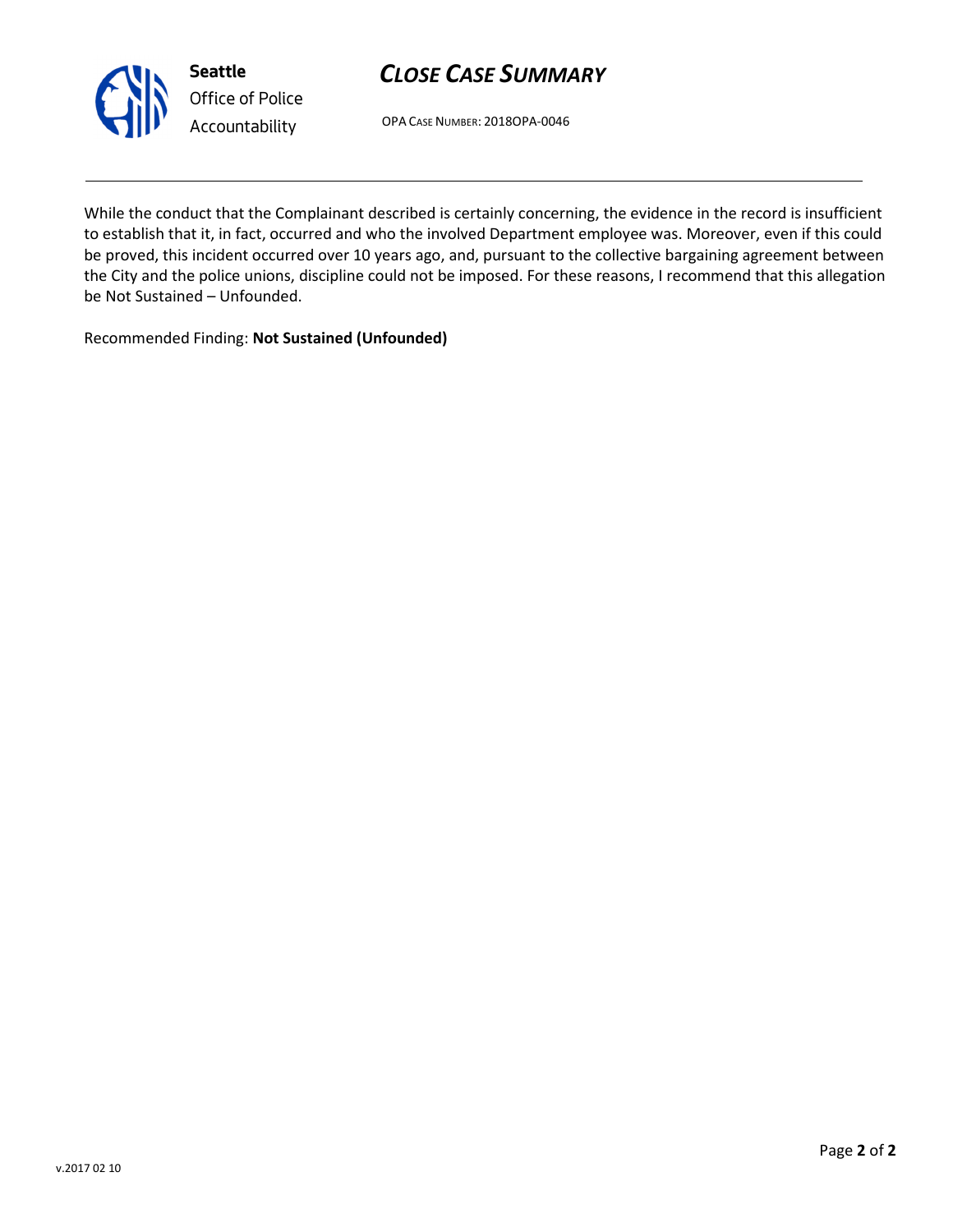While the conduct that the Complainant described is certainly concerning, the evidence in the record is insufficient to establish that it, in fact, occurred and who the involved Department employee was. Moreover, even if this could be proved, this incident occurred over 10 years ago, and, pursuant to the collective bargaining agreement between the City and the police unions, discipline could not be imposed. For these reasons, I recommend that this allegation be Not Sustained – Unfounded.

Recommended Finding: **Not Sustained (Unfounded)**